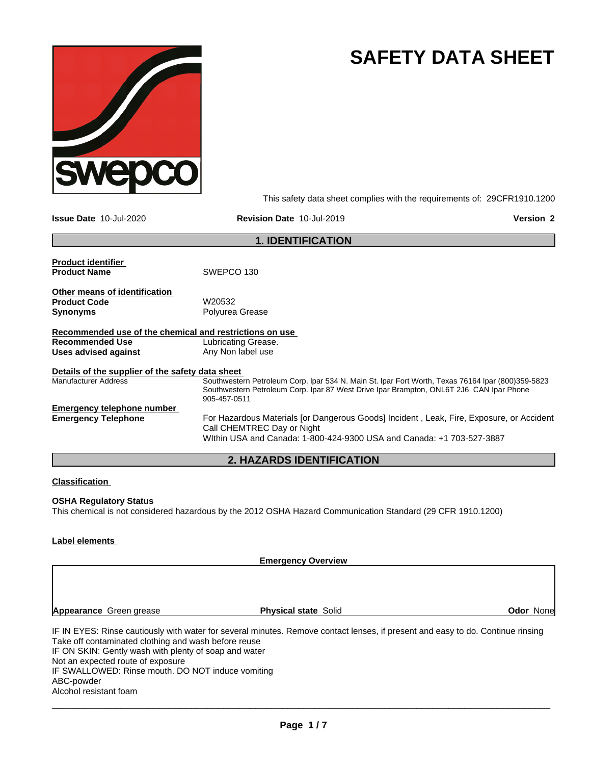# SAFETY DATA SHEET

This safety data sheet complies with the requirements of: 29CFR1910.1200

**Issue Date** 10-Jul-2020 **Revision Date** 10-Jul-2019 **Version** 2

## 1. IDENTIFICATION

**Product identifier**

| | |
|---|---|
| **Product Name** | SWEPCO 130 |

**Other means of identification**

| | |
|---|---|
| **Product Code** | W20532 |
| **Synonyms** | Polyurea Grease |

**Recommended use of the chemical and restrictions on use**

| | |
|---|---|
| **Recommended Use** | Lubricating Grease. |
| **Uses advised against** | Any Non label use |

**Details of the supplier of the safety data sheet**

| | |
|---|---|
| Manufacturer Address | Southwestern Petroleum Corp. lpar 534 N. Main St. lpar Fort Worth, Texas 76164 lpar (800)359-5823 Southwestern Petroleum Corp. lpar 87 West Drive lpar Brampton, ONL6T 2J6 CAN lpar Phone 905-457-0511 |

**Emergency telephone number**

| | |
|---|---|
| **Emergency Telephone** | For Hazardous Materials [or Dangerous Goods] Incident , Leak, Fire, Exposure, or Accident Call CHEMTREC Day or Night<br>WIthin USA and Canada: 1-800-424-9300 USA and Canada: +1 703-527-3887 |

## 2. HAZARDS IDENTIFICATION

**Classification**

**OSHA Regulatory Status**

This chemical is not considered hazardous by the 2012 OSHA Hazard Communication Standard (29 CFR 1910.1200)

**Label elements**

**Emergency Overview**

| | | |
|---|---|---|
| **Appearance** Green grease | **Physical state** Solid | **Odor** None |

IF IN EYES: Rinse cautiously with water for several minutes. Remove contact lenses, if present and easy to do. Continue rinsing
Take off contaminated clothing and wash before reuse
IF ON SKIN: Gently wash with plenty of soap and water
Not an expected route of exposure
IF SWALLOWED: Rinse mouth. DO NOT induce vomiting
ABC-powder
Alcohol resistant foam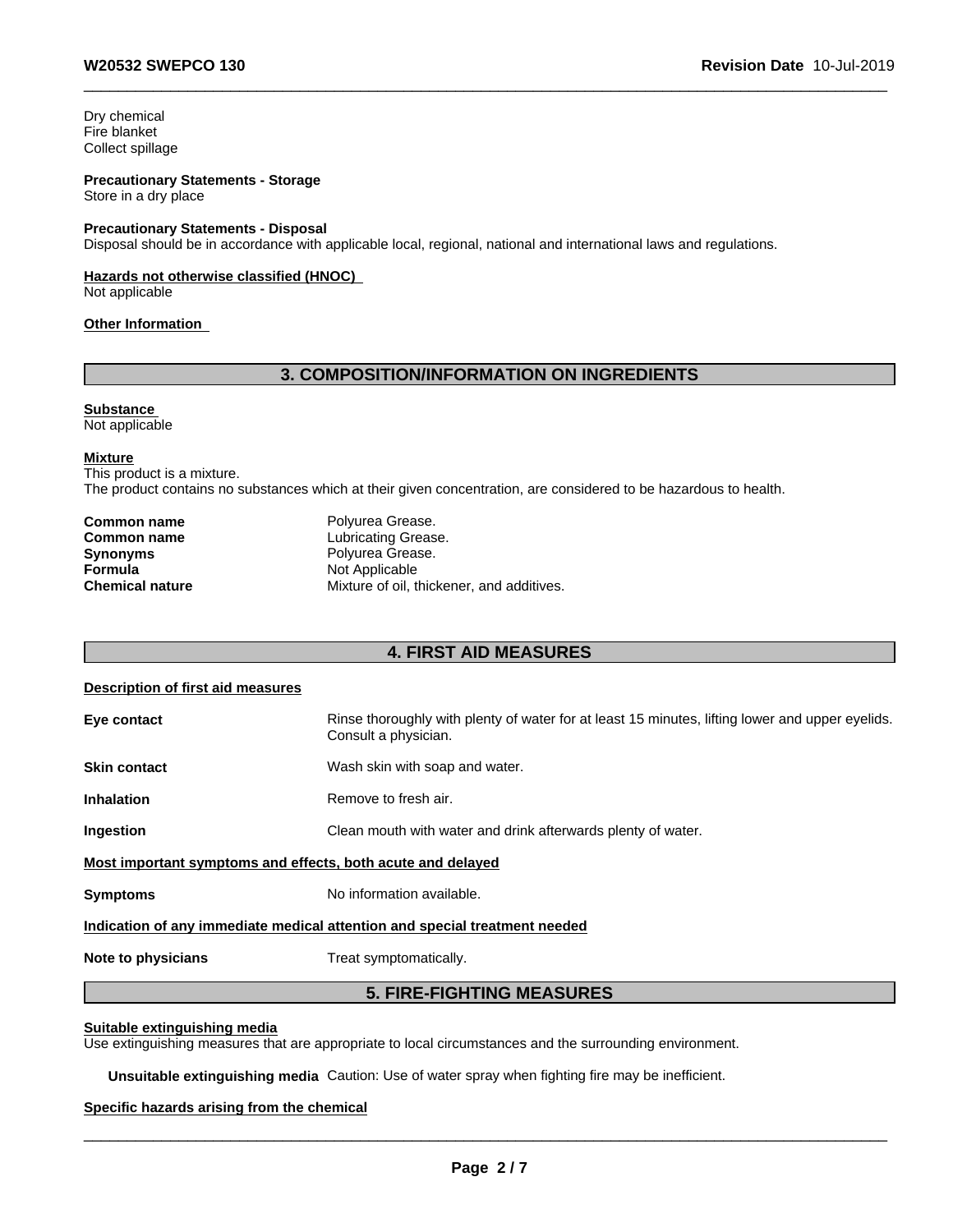Dry chemical
Fire blanket
Collect spillage

**Precautionary Statements - Storage**
Store in a dry place

**Precautionary Statements - Disposal**
Disposal should be in accordance with applicable local, regional, national and international laws and regulations.

**Hazards not otherwise classified (HNOC)**
Not applicable

**Other Information**

## 3. COMPOSITION/INFORMATION ON INGREDIENTS

**Substance**
Not applicable

**Mixture**
This product is a mixture.
The product contains no substances which at their given concentration, are considered to be hazardous to health.

| | |
|---|---|
| **Common name** | Polyurea Grease. |
| **Common name** | Lubricating Grease. |
| **Synonyms** | Polyurea Grease. |
| **Formula** | Not Applicable |
| **Chemical nature** | Mixture of oil, thickener, and additives. |

## 4. FIRST AID MEASURES

**Description of first aid measures**

| | |
|---|---|
| **Eye contact** | Rinse thoroughly with plenty of water for at least 15 minutes, lifting lower and upper eyelids. Consult a physician. |
| **Skin contact** | Wash skin with soap and water. |
| **Inhalation** | Remove to fresh air. |
| **Ingestion** | Clean mouth with water and drink afterwards plenty of water. |

**Most important symptoms and effects, both acute and delayed**

| | |
|---|---|
| **Symptoms** | No information available. |

**Indication of any immediate medical attention and special treatment needed**

| | |
|---|---|
| **Note to physicians** | Treat symptomatically. |

## 5. FIRE-FIGHTING MEASURES

**Suitable extinguishing media**
Use extinguishing measures that are appropriate to local circumstances and the surrounding environment.

**Unsuitable extinguishing media** Caution: Use of water spray when fighting fire may be inefficient.

**Specific hazards arising from the chemical**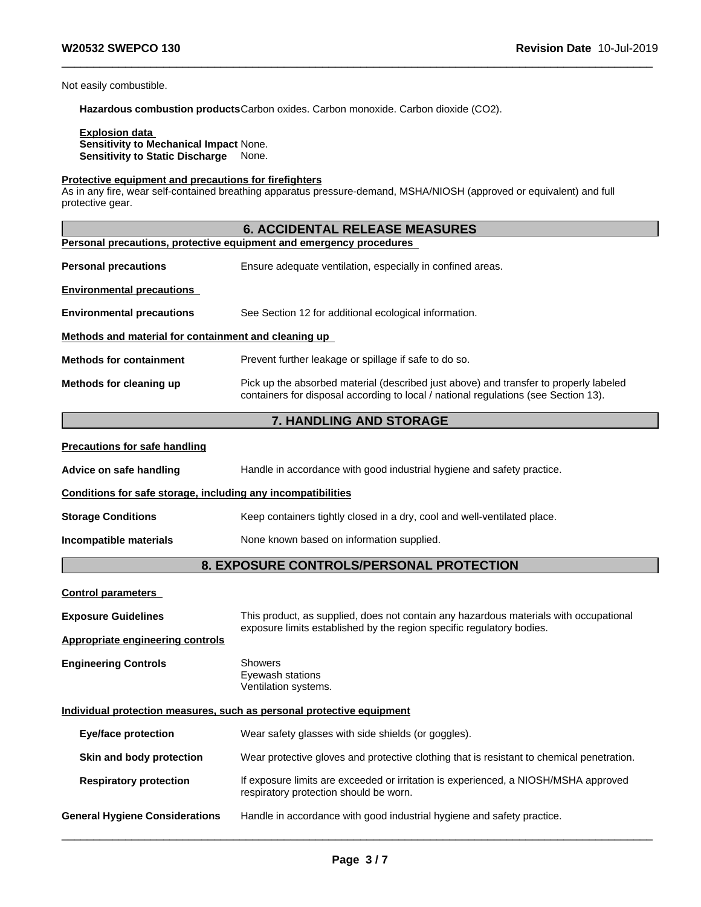Not easily combustible.

**Hazardous combustion products** Carbon oxides. Carbon monoxide. Carbon dioxide ($CO_2$).

**Explosion data**
**Sensitivity to Mechanical Impact** None.
**Sensitivity to Static Discharge** None.

**Protective equipment and precautions for firefighters**
As in any fire, wear self-contained breathing apparatus pressure-demand, MSHA/NIOSH (approved or equivalent) and full protective gear.

## 6. ACCIDENTAL RELEASE MEASURES

**Personal precautions, protective equipment and emergency procedures**

**Personal precautions** Ensure adequate ventilation, especially in confined areas.

**Environmental precautions**

**Environmental precautions** See Section 12 for additional ecological information.

**Methods and material for containment and cleaning up**

**Methods for containment** Prevent further leakage or spillage if safe to do so.

**Methods for cleaning up** Pick up the absorbed material (described just above) and transfer to properly labeled containers for disposal according to local / national regulations (see Section 13).

## 7. HANDLING AND STORAGE

**Precautions for safe handling**

**Advice on safe handling** Handle in accordance with good industrial hygiene and safety practice.

**Conditions for safe storage, including any incompatibilities**

**Storage Conditions** Keep containers tightly closed in a dry, cool and well-ventilated place.

**Incompatible materials** None known based on information supplied.

## 8. EXPOSURE CONTROLS/PERSONAL PROTECTION

**Control parameters**

**Exposure Guidelines** This product, as supplied, does not contain any hazardous materials with occupational exposure limits established by the region specific regulatory bodies.

**Appropriate engineering controls**

**Engineering Controls** Showers
Eyewash stations
Ventilation systems.

**Individual protection measures, such as personal protective equipment**

**Eye/face protection** Wear safety glasses with side shields (or goggles).

**Skin and body protection** Wear protective gloves and protective clothing that is resistant to chemical penetration.

**Respiratory protection** If exposure limits are exceeded or irritation is experienced, a NIOSH/MSHA approved respiratory protection should be worn.

**General Hygiene Considerations** Handle in accordance with good industrial hygiene and safety practice.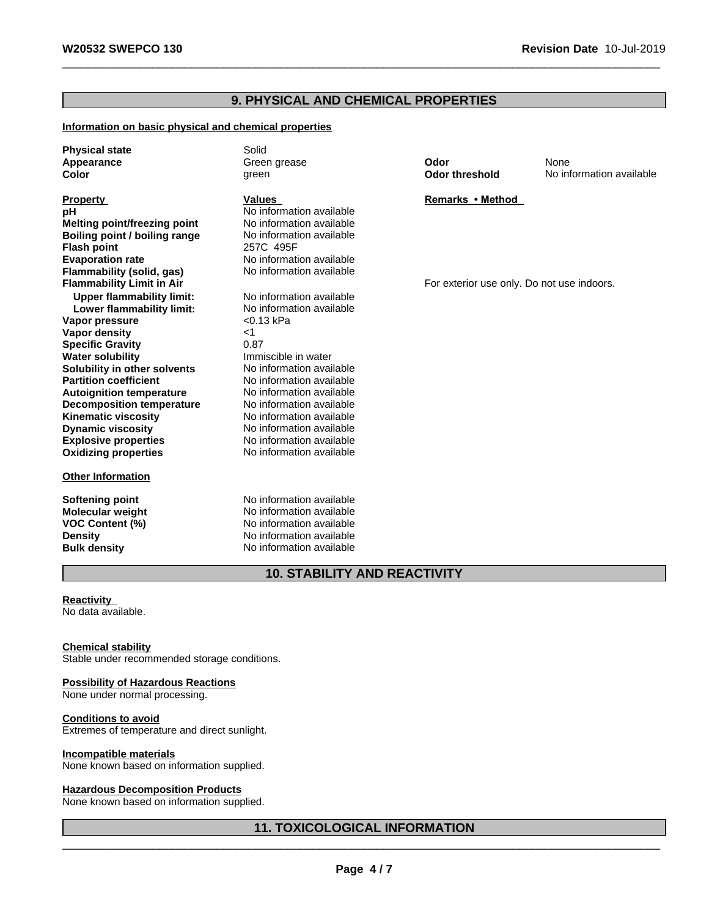## 9. PHYSICAL AND CHEMICAL PROPERTIES

**Information on basic physical and chemical properties**

| | | | |
|---|---|---|---|
| **Physical state** | Solid | | |
| **Appearance** | Green grease | **Odor** | None |
| **Color** | green | **Odor threshold** | No information available |

| **Property** | **Values** | **Remarks • Method** |
|---|---|---|
| **pH** | No information available | |
| **Melting point/freezing point** | No information available | |
| **Boiling point / boiling range** | No information available | |
| **Flash point** | 257C 495F | |
| **Evaporation rate** | No information available | |
| **Flammability (solid, gas)** | No information available | |
| **Flammability Limit in Air** | | For exterior use only. Do not use indoors. |
| **Upper flammability limit:** | No information available | |
| **Lower flammability limit:** | No information available | |
| **Vapor pressure** | <0.13 kPa | |
| **Vapor density** | <1 | |
| **Specific Gravity** | 0.87 | |
| **Water solubility** | Immiscible in water | |
| **Solubility in other solvents** | No information available | |
| **Partition coefficient** | No information available | |
| **Autoignition temperature** | No information available | |
| **Decomposition temperature** | No information available | |
| **Kinematic viscosity** | No information available | |
| **Dynamic viscosity** | No information available | |
| **Explosive properties** | No information available | |
| **Oxidizing properties** | No information available | |

**Other Information**

| | |
|---|---|
| **Softening point** | No information available |
| **Molecular weight** | No information available |
| **VOC Content (%)** | No information available |
| **Density** | No information available |
| **Bulk density** | No information available |

## 10. STABILITY AND REACTIVITY

**Reactivity**
No data available.

**Chemical stability**
Stable under recommended storage conditions.

**Possibility of Hazardous Reactions**
None under normal processing.

**Conditions to avoid**
Extremes of temperature and direct sunlight.

**Incompatible materials**
None known based on information supplied.

**Hazardous Decomposition Products**
None known based on information supplied.

## 11. TOXICOLOGICAL INFORMATION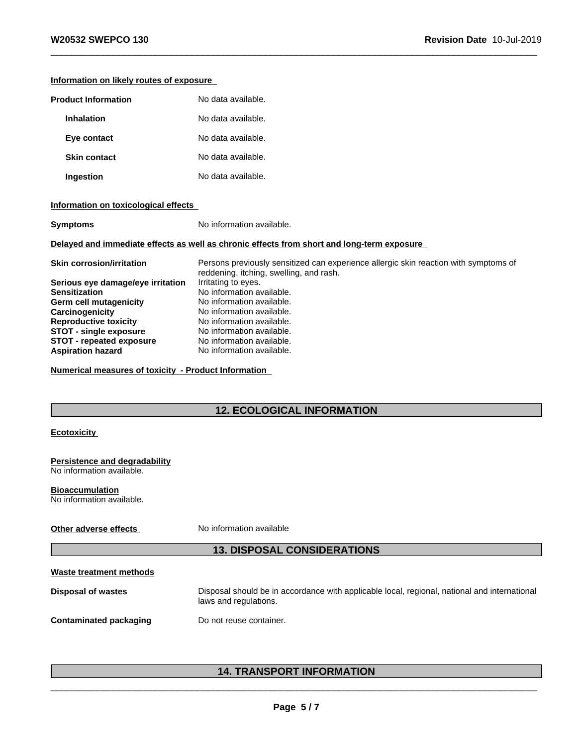#### Information on likely routes of exposure

| | |
|---|---|
| **Product Information** | No data available. |
| **Inhalation** | No data available. |
| **Eye contact** | No data available. |
| **Skin contact** | No data available. |
| **Ingestion** | No data available. |

#### Information on toxicological effects

| | |
|---|---|
| **Symptoms** | No information available. |

#### Delayed and immediate effects as well as chronic effects from short and long-term exposure

| | |
|---|---|
| **Skin corrosion/irritation** | Persons previously sensitized can experience allergic skin reaction with symptoms of reddening, itching, swelling, and rash. |
| **Serious eye damage/eye irritation** | Irritating to eyes. |
| **Sensitization** | No information available. |
| **Germ cell mutagenicity** | No information available. |
| **Carcinogenicity** | No information available. |
| **Reproductive toxicity** | No information available. |
| **STOT - single exposure** | No information available. |
| **STOT - repeated exposure** | No information available. |
| **Aspiration hazard** | No information available. |

#### Numerical measures of toxicity - Product Information

## 12. ECOLOGICAL INFORMATION

#### Ecotoxicity

#### Persistence and degradability
No information available.

#### Bioaccumulation
No information available.

**Other adverse effects** No information available

## 13. DISPOSAL CONSIDERATIONS

#### Waste treatment methods

| | |
|---|---|
| **Disposal of wastes** | Disposal should be in accordance with applicable local, regional, national and international laws and regulations. |
| **Contaminated packaging** | Do not reuse container. |

## 14. TRANSPORT INFORMATION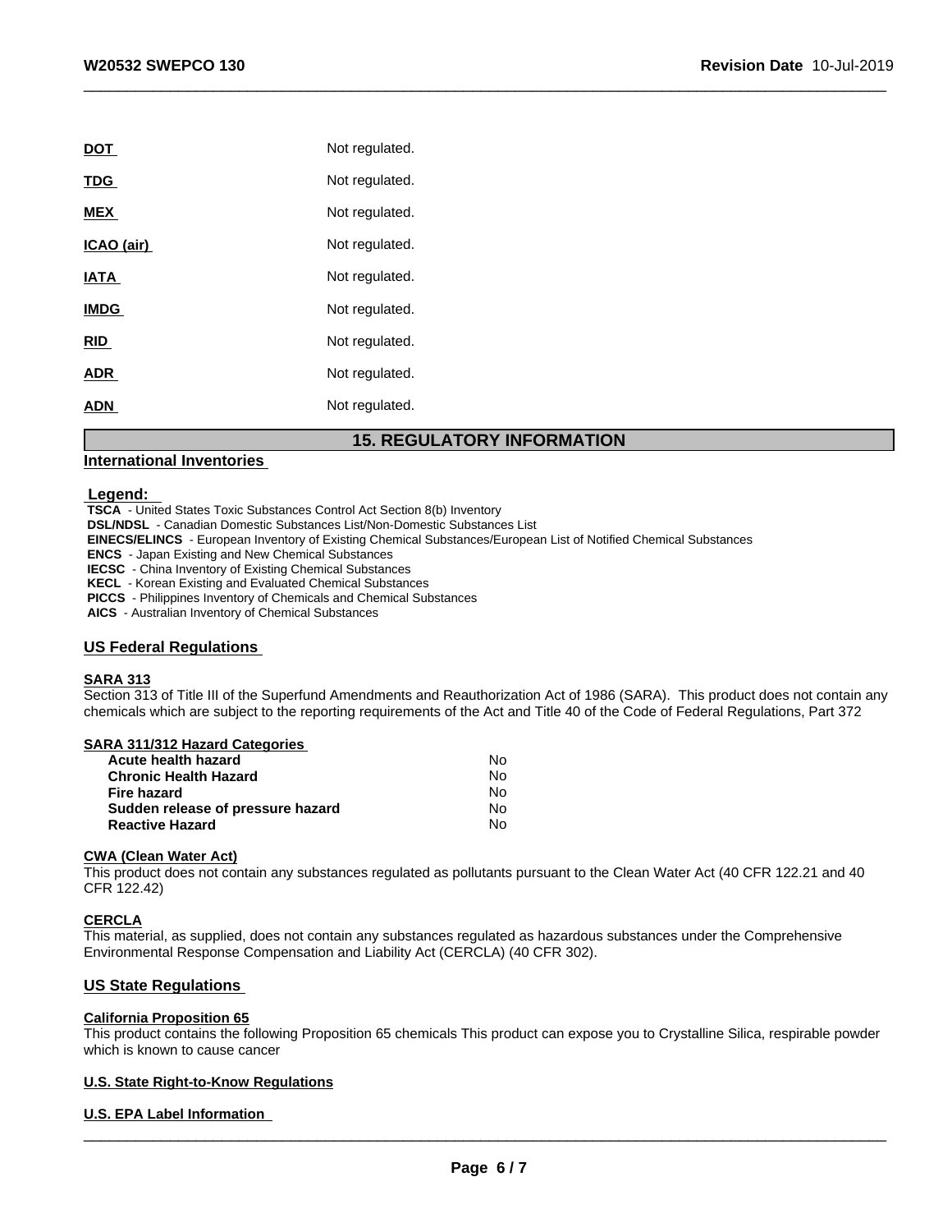| | |
|---|---|
| **DOT** | Not regulated. |
| **TDG** | Not regulated. |
| **MEX** | Not regulated. |
| **ICAO (air)** | Not regulated. |
| **IATA** | Not regulated. |
| **IMDG** | Not regulated. |
| **RID** | Not regulated. |
| **ADR** | Not regulated. |
| **ADN** | Not regulated. |

## 15. REGULATORY INFORMATION

### International Inventories

**Legend:**

**TSCA** - United States Toxic Substances Control Act Section 8(b) Inventory
**DSL/NDSL** - Canadian Domestic Substances List/Non-Domestic Substances List
**EINECS/ELINCS** - European Inventory of Existing Chemical Substances/European List of Notified Chemical Substances
**ENCS** - Japan Existing and New Chemical Substances
**IECSC** - China Inventory of Existing Chemical Substances
**KECL** - Korean Existing and Evaluated Chemical Substances
**PICCS** - Philippines Inventory of Chemicals and Chemical Substances
**AICS** - Australian Inventory of Chemical Substances

### US Federal Regulations

**SARA 313**

Section 313 of Title III of the Superfund Amendments and Reauthorization Act of 1986 (SARA). This product does not contain any chemicals which are subject to the reporting requirements of the Act and Title 40 of the Code of Federal Regulations, Part 372

**SARA 311/312 Hazard Categories**

| | |
|---|---|
| **Acute health hazard** | No |
| **Chronic Health Hazard** | No |
| **Fire hazard** | No |
| **Sudden release of pressure hazard** | No |
| **Reactive Hazard** | No |

**CWA (Clean Water Act)**

This product does not contain any substances regulated as pollutants pursuant to the Clean Water Act (40 CFR 122.21 and 40 CFR 122.42)

**CERCLA**

This material, as supplied, does not contain any substances regulated as hazardous substances under the Comprehensive Environmental Response Compensation and Liability Act (CERCLA) (40 CFR 302).

### US State Regulations

**California Proposition 65**

This product contains the following Proposition 65 chemicals This product can expose you to Crystalline Silica, respirable powder which is known to cause cancer

**U.S. State Right-to-Know Regulations**

**U.S. EPA Label Information**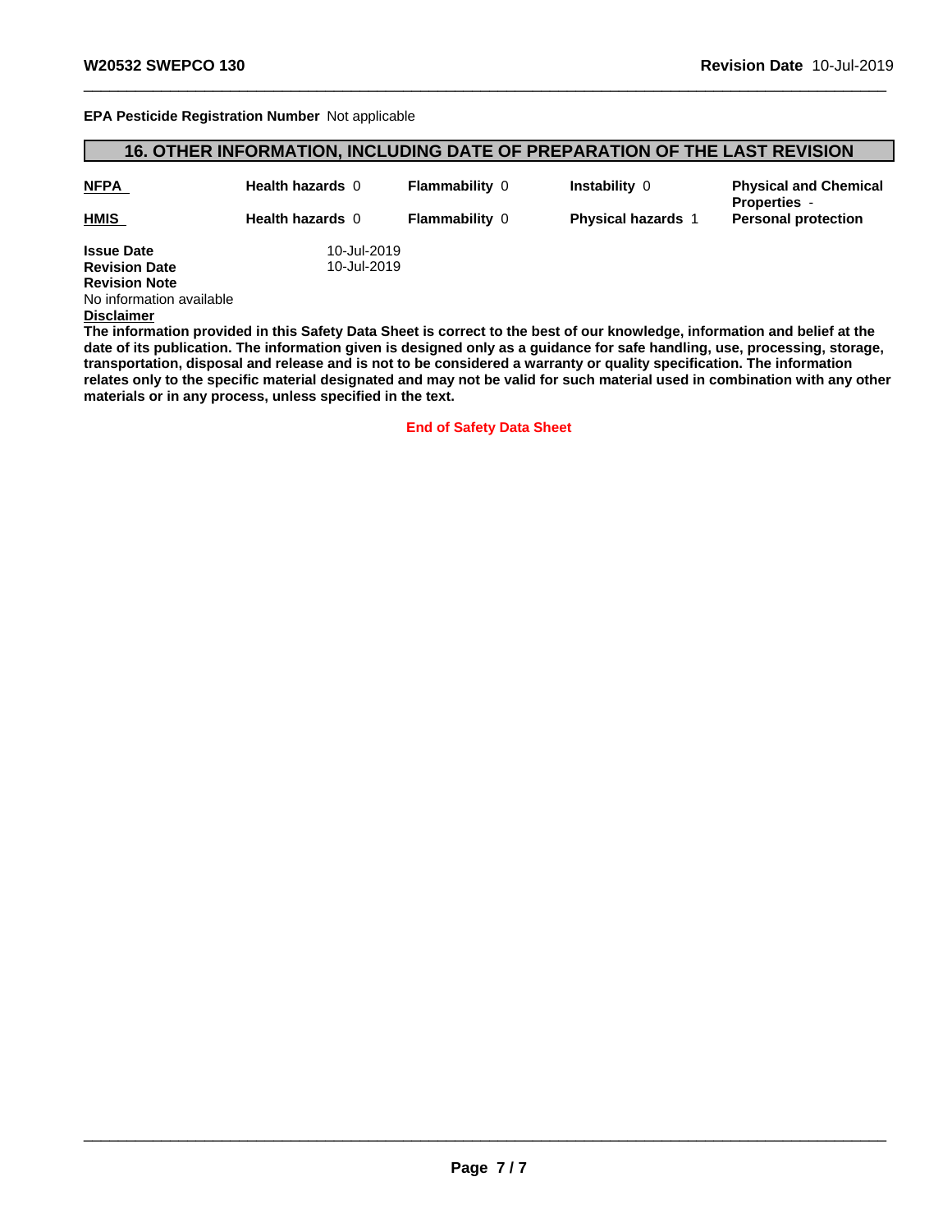**EPA Pesticide Registration Number** Not applicable

## 16. OTHER INFORMATION, INCLUDING DATE OF PREPARATION OF THE LAST REVISION

| | | | | |
|---|---|---|---|---|
| **NFPA** | **Health hazards** 0 | **Flammability** 0 | **Instability** 0 | **Physical and Chemical Properties** - |
| **HMIS** | **Health hazards** 0 | **Flammability** 0 | **Physical hazards** 1 | **Personal protection** |

**Issue Date** 10-Jul-2019
**Revision Date** 10-Jul-2019
**Revision Note**
No information available

**Disclaimer**

**The information provided in this Safety Data Sheet is correct to the best of our knowledge, information and belief at the date of its publication. The information given is designed only as a guidance for safe handling, use, processing, storage, transportation, disposal and release and is not to be considered a warranty or quality specification. The information relates only to the specific material designated and may not be valid for such material used in combination with any other materials or in any process, unless specified in the text.**

**End of Safety Data Sheet**